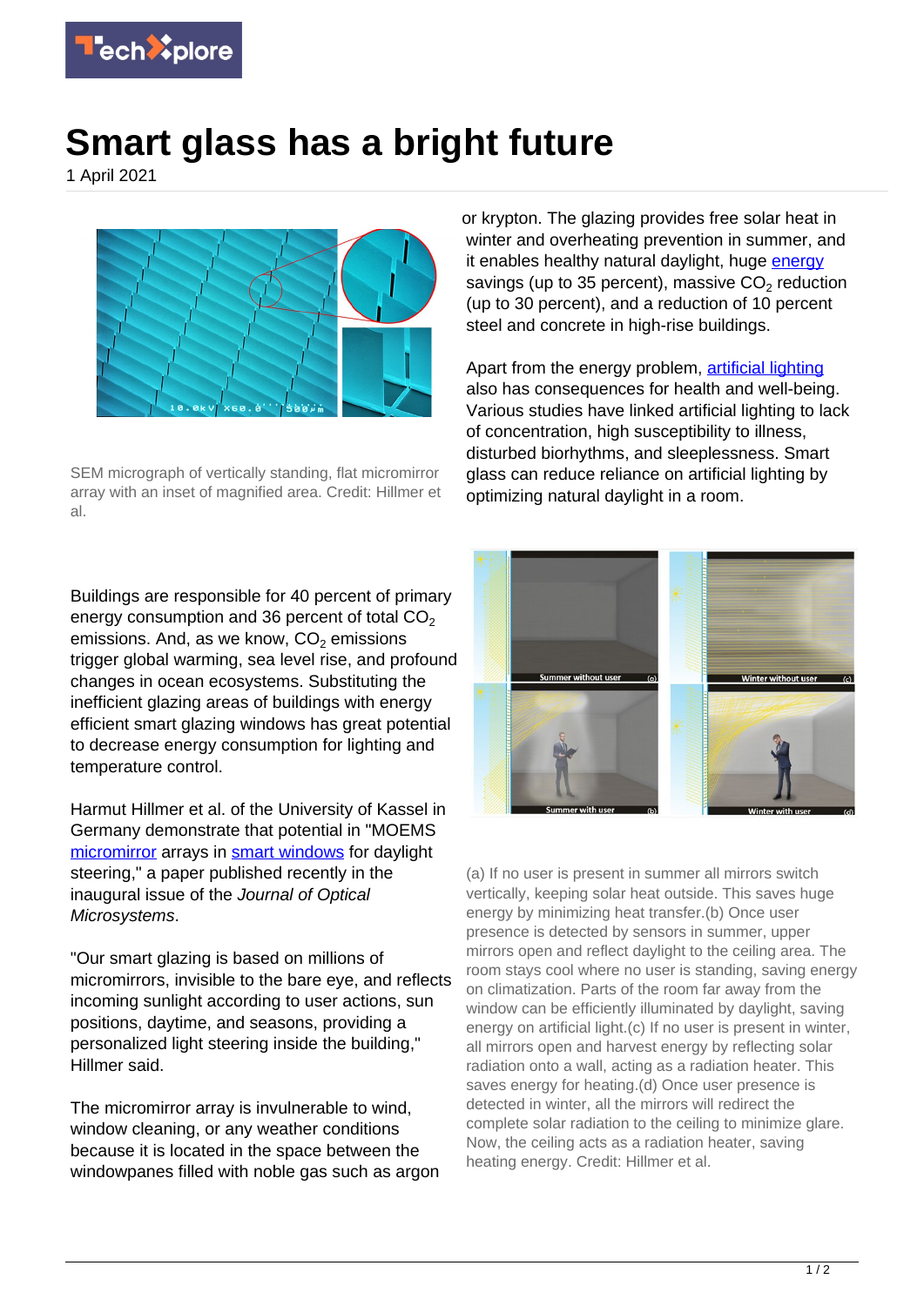# Smart glass has a bright future

1 April 2021

SEM micrograph of vertically standing, flat micromirror array with an inset of magnified area. Credit: Hillmer et al.

Buildings are responsible for 40 percent of primary energy consumption and 36 percent of total $CO_2$ emissions. And, as we know, $CO_2$ emissions trigger global warming, sea level rise, and profound changes in ocean ecosystems. Substituting the inefficient glazing areas of buildings with energy efficient smart glazing windows has great potential to decrease energy consumption for lighting and temperature control.

Harmut Hillmer et al. of the University of Kassel in Germany demonstrate that potential in "MOEMS micromirror arrays in smart windows for daylight steering," a paper published recently in the inaugural issue of the *Journal of Optical Microsystems*.

"Our smart glazing is based on millions of micromirrors, invisible to the bare eye, and reflects incoming sunlight according to user actions, sun positions, daytime, and seasons, providing a personalized light steering inside the building," Hillmer said.

The micromirror array is invulnerable to wind, window cleaning, or any weather conditions because it is located in the space between the windowpanes filled with noble gas such as argon or krypton. The glazing provides free solar heat in winter and overheating prevention in summer, and it enables healthy natural daylight, huge energy savings (up to 35 percent), massive $CO_2$ reduction (up to 30 percent), and a reduction of 10 percent steel and concrete in high-rise buildings.

Apart from the energy problem, artificial lighting also has consequences for health and well-being. Various studies have linked artificial lighting to lack of concentration, high susceptibility to illness, disturbed biorhythms, and sleeplessness. Smart glass can reduce reliance on artificial lighting by optimizing natural daylight in a room.

(a) If no user is present in summer all mirrors switch vertically, keeping solar heat outside. This saves huge energy by minimizing heat transfer.(b) Once user presence is detected by sensors in summer, upper mirrors open and reflect daylight to the ceiling area. The room stays cool where no user is standing, saving energy on climatization. Parts of the room far away from the window can be efficiently illuminated by daylight, saving energy on artificial light.(c) If no user is present in winter, all mirrors open and harvest energy by reflecting solar radiation onto a wall, acting as a radiation heater. This saves energy for heating.(d) Once user presence is detected in winter, all the mirrors will redirect the complete solar radiation to the ceiling to minimize glare. Now, the ceiling acts as a radiation heater, saving heating energy. Credit: Hillmer et al.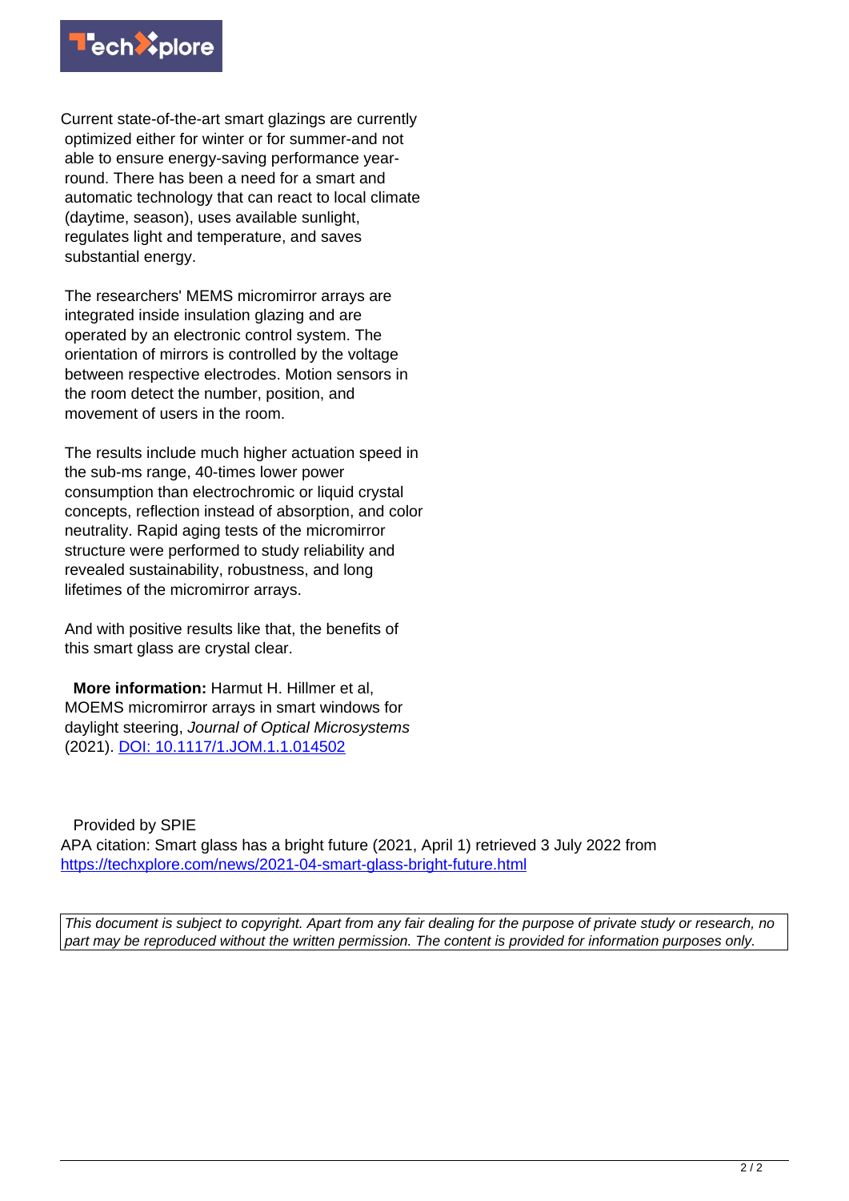Current state-of-the-art smart glazings are currently optimized either for winter or for summer-and not able to ensure energy-saving performance year-round. There has been a need for a smart and automatic technology that can react to local climate (daytime, season), uses available sunlight, regulates light and temperature, and saves substantial energy.

The researchers' MEMS micromirror arrays are integrated inside insulation glazing and are operated by an electronic control system. The orientation of mirrors is controlled by the voltage between respective electrodes. Motion sensors in the room detect the number, position, and movement of users in the room.

The results include much higher actuation speed in the sub-ms range, 40-times lower power consumption than electrochromic or liquid crystal concepts, reflection instead of absorption, and color neutrality. Rapid aging tests of the micromirror structure were performed to study reliability and revealed sustainability, robustness, and long lifetimes of the micromirror arrays.

And with positive results like that, the benefits of this smart glass are crystal clear.

**More information:** Harmut H. Hillmer et al, MOEMS micromirror arrays in smart windows for daylight steering, *Journal of Optical Microsystems* (2021). [DOI: 10.1117/1.JOM.1.1.014502](https://dx.doi.org/10.1117/1.JOM.1.1.014502)

Provided by SPIE

APA citation: Smart glass has a bright future (2021, April 1) retrieved 3 July 2022 from https://techxplore.com/news/2021-04-smart-glass-bright-future.html

*This document is subject to copyright. Apart from any fair dealing for the purpose of private study or research, no part may be reproduced without the written permission. The content is provided for information purposes only.*